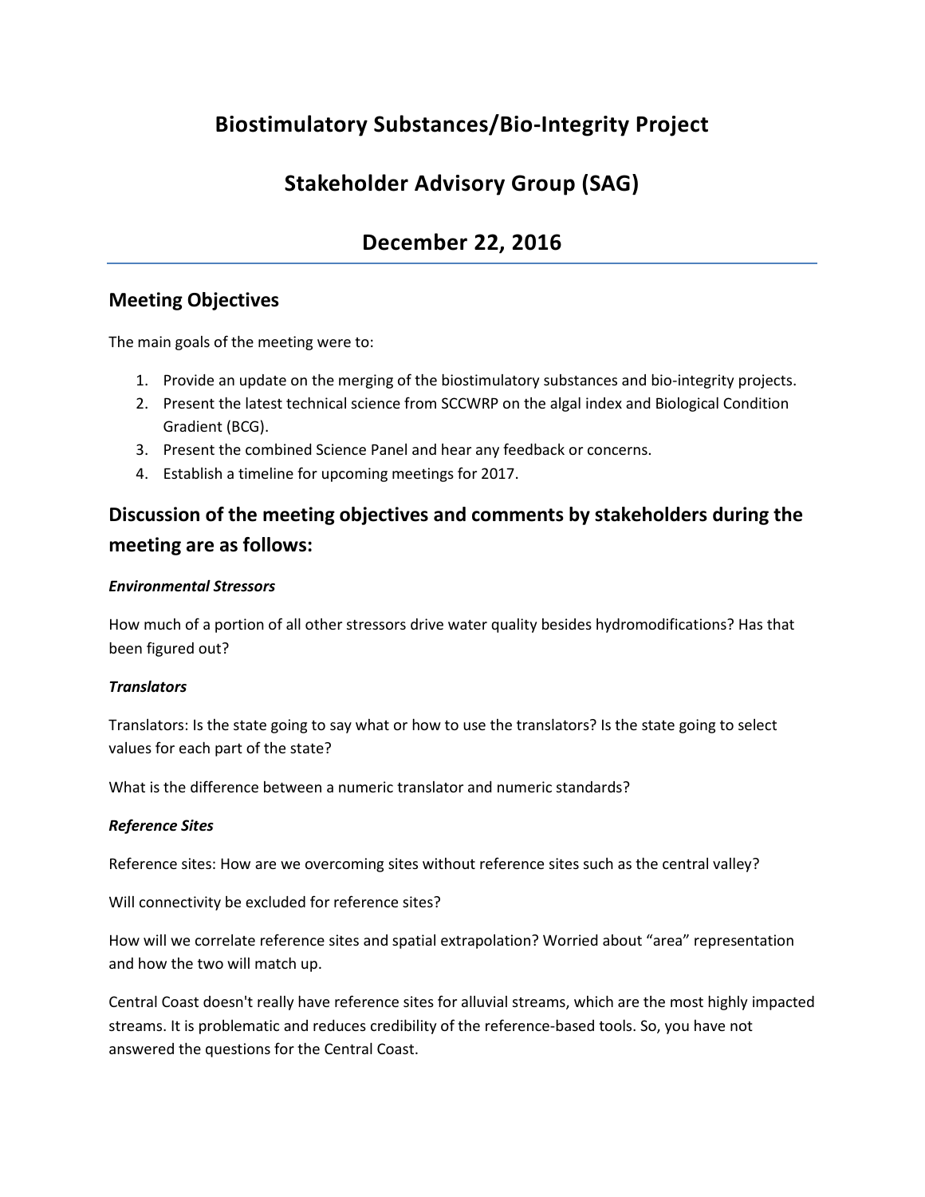# Biostimulatory Substances/Bio-Integrity Project

# Stakeholder Advisory Group (SAG)

# December 22, 2016

## Meeting Objectives

The main goals of the meeting were to:

1. Provide an update on the merging of the biostimulatory substances and bio-integrity projects.
2. Present the latest technical science from SCCWRP on the algal index and Biological Condition Gradient (BCG).
3. Present the combined Science Panel and hear any feedback or concerns.
4. Establish a timeline for upcoming meetings for 2017.

## Discussion of the meeting objectives and comments by stakeholders during the meeting are as follows:

***Environmental Stressors***

How much of a portion of all other stressors drive water quality besides hydromodifications? Has that been figured out?

***Translators***

Translators: Is the state going to say what or how to use the translators? Is the state going to select values for each part of the state?

What is the difference between a numeric translator and numeric standards?

***Reference Sites***

Reference sites: How are we overcoming sites without reference sites such as the central valley?

Will connectivity be excluded for reference sites?

How will we correlate reference sites and spatial extrapolation? Worried about "area" representation and how the two will match up.

Central Coast doesn't really have reference sites for alluvial streams, which are the most highly impacted streams. It is problematic and reduces credibility of the reference-based tools. So, you have not answered the questions for the Central Coast.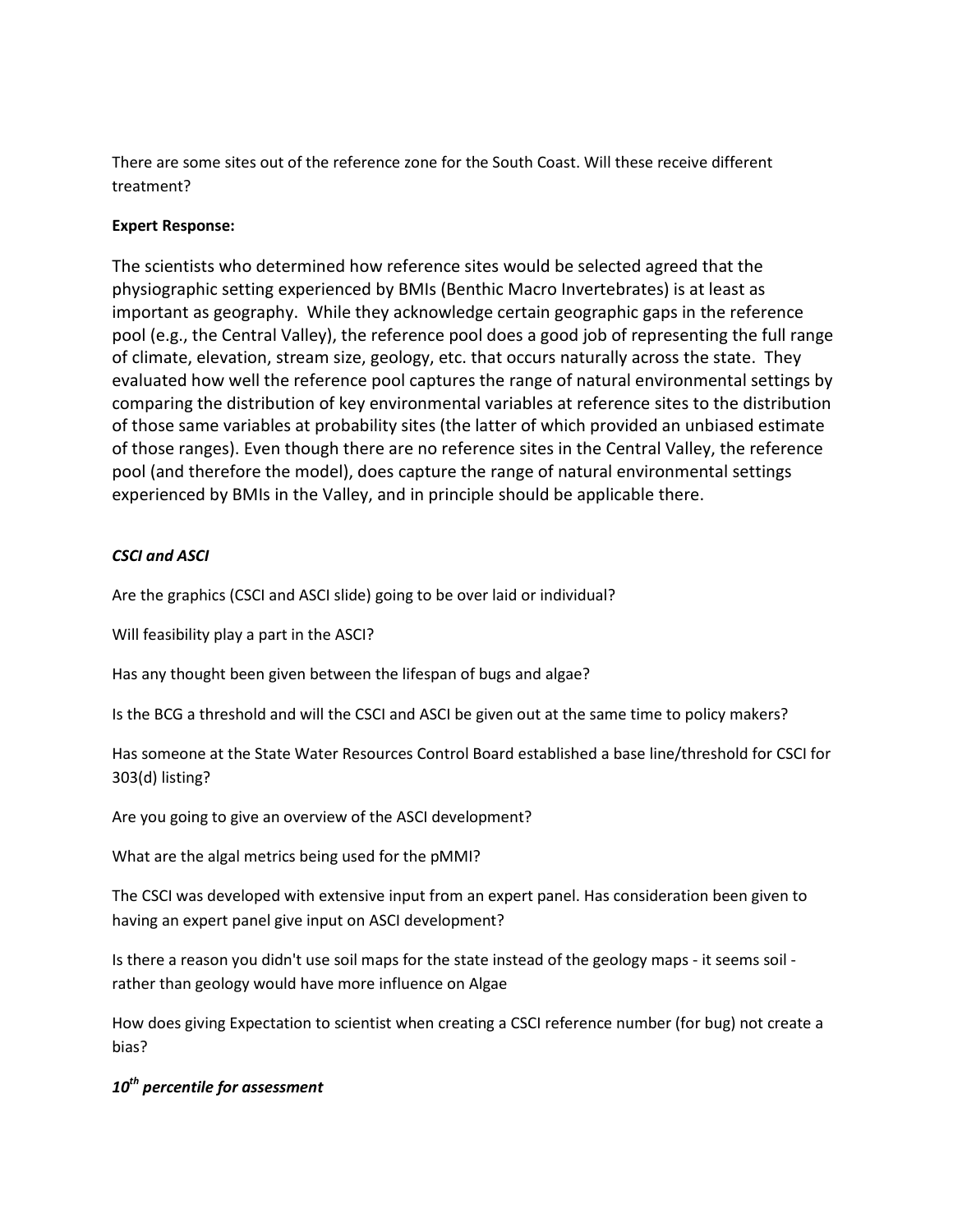There are some sites out of the reference zone for the South Coast. Will these receive different treatment?

**Expert Response:**

The scientists who determined how reference sites would be selected agreed that the physiographic setting experienced by BMIs (Benthic Macro Invertebrates) is at least as important as geography. While they acknowledge certain geographic gaps in the reference pool (e.g., the Central Valley), the reference pool does a good job of representing the full range of climate, elevation, stream size, geology, etc. that occurs naturally across the state. They evaluated how well the reference pool captures the range of natural environmental settings by comparing the distribution of key environmental variables at reference sites to the distribution of those same variables at probability sites (the latter of which provided an unbiased estimate of those ranges). Even though there are no reference sites in the Central Valley, the reference pool (and therefore the model), does capture the range of natural environmental settings experienced by BMIs in the Valley, and in principle should be applicable there.

### *CSCI and ASCI*

Are the graphics (CSCI and ASCI slide) going to be over laid or individual?

Will feasibility play a part in the ASCI?

Has any thought been given between the lifespan of bugs and algae?

Is the BCG a threshold and will the CSCI and ASCI be given out at the same time to policy makers?

Has someone at the State Water Resources Control Board established a base line/threshold for CSCI for 303(d) listing?

Are you going to give an overview of the ASCI development?

What are the algal metrics being used for the pMMI?

The CSCI was developed with extensive input from an expert panel. Has consideration been given to having an expert panel give input on ASCI development?

Is there a reason you didn't use soil maps for the state instead of the geology maps - it seems soil - rather than geology would have more influence on Algae

How does giving Expectation to scientist when creating a CSCI reference number (for bug) not create a bias?

### *10th percentile for assessment*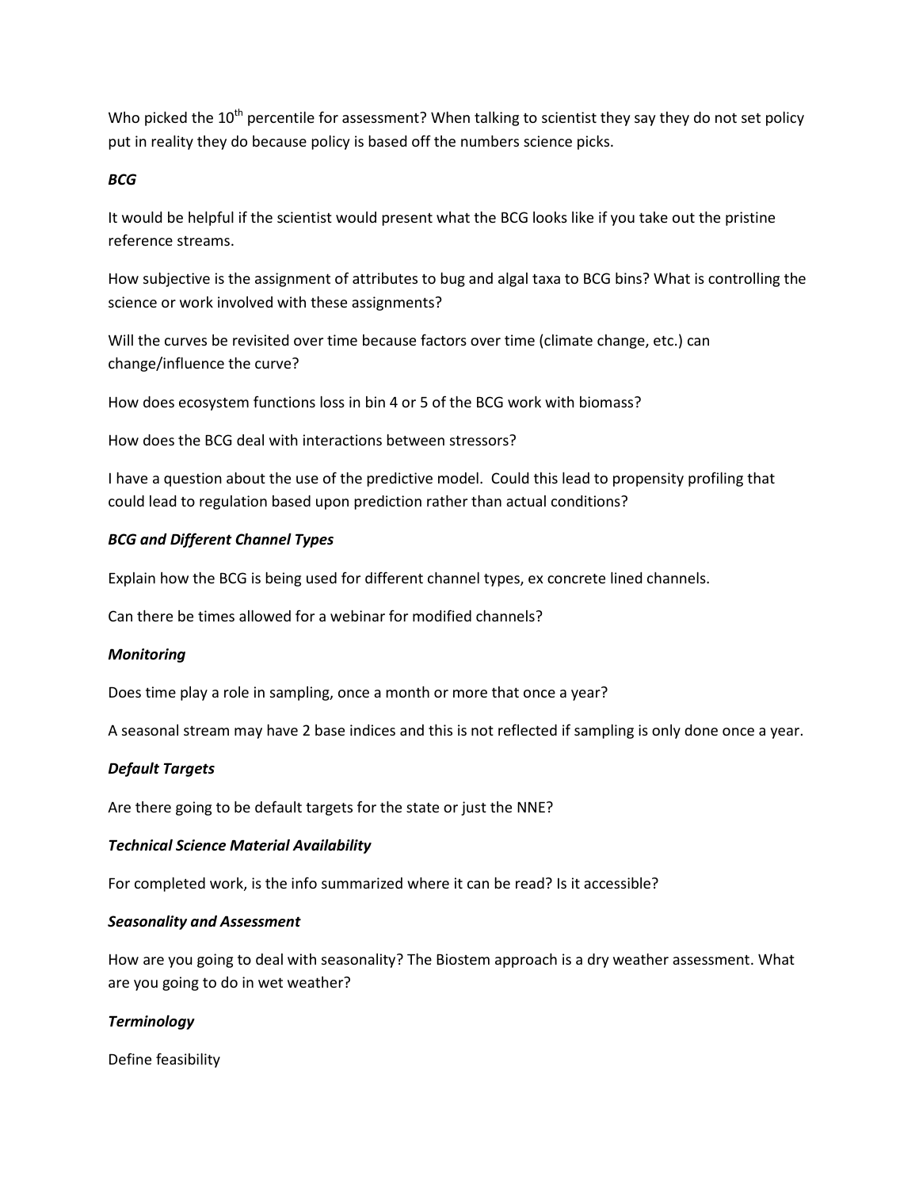Who picked the 10th percentile for assessment? When talking to scientist they say they do not set policy put in reality they do because policy is based off the numbers science picks.

***BCG***

It would be helpful if the scientist would present what the BCG looks like if you take out the pristine reference streams.

How subjective is the assignment of attributes to bug and algal taxa to BCG bins? What is controlling the science or work involved with these assignments?

Will the curves be revisited over time because factors over time (climate change, etc.) can change/influence the curve?

How does ecosystem functions loss in bin 4 or 5 of the BCG work with biomass?

How does the BCG deal with interactions between stressors?

I have a question about the use of the predictive model. Could this lead to propensity profiling that could lead to regulation based upon prediction rather than actual conditions?

***BCG and Different Channel Types***

Explain how the BCG is being used for different channel types, ex concrete lined channels.

Can there be times allowed for a webinar for modified channels?

***Monitoring***

Does time play a role in sampling, once a month or more that once a year?

A seasonal stream may have 2 base indices and this is not reflected if sampling is only done once a year.

***Default Targets***

Are there going to be default targets for the state or just the NNE?

***Technical Science Material Availability***

For completed work, is the info summarized where it can be read? Is it accessible?

***Seasonality and Assessment***

How are you going to deal with seasonality? The Biostem approach is a dry weather assessment. What are you going to do in wet weather?

***Terminology***

Define feasibility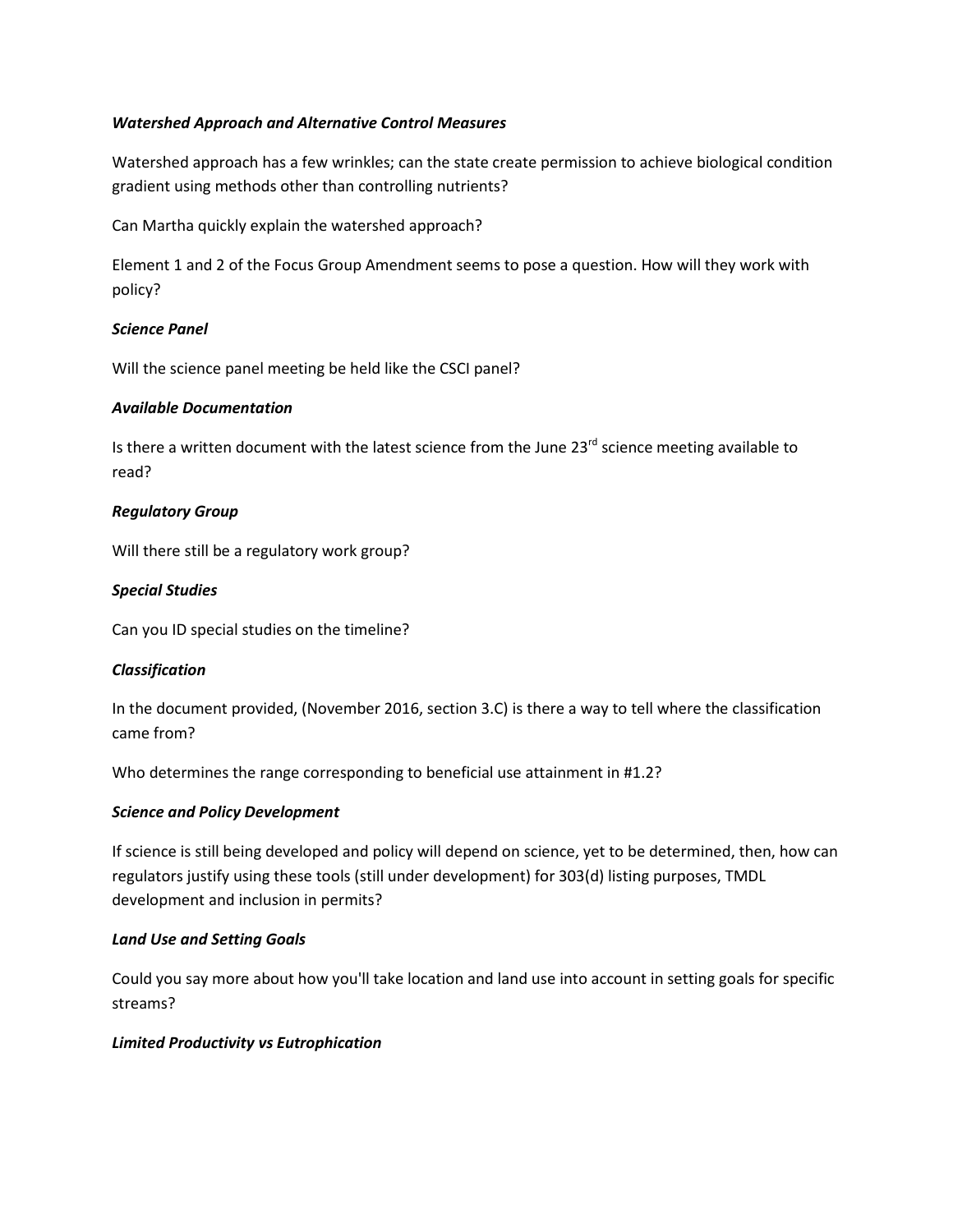***Watershed Approach and Alternative Control Measures***

Watershed approach has a few wrinkles; can the state create permission to achieve biological condition gradient using methods other than controlling nutrients?

Can Martha quickly explain the watershed approach?

Element 1 and 2 of the Focus Group Amendment seems to pose a question. How will they work with policy?

***Science Panel***

Will the science panel meeting be held like the CSCI panel?

***Available Documentation***

Is there a written document with the latest science from the June 23rd science meeting available to read?

***Regulatory Group***

Will there still be a regulatory work group?

***Special Studies***

Can you ID special studies on the timeline?

***Classification***

In the document provided, (November 2016, section 3.C) is there a way to tell where the classification came from?

Who determines the range corresponding to beneficial use attainment in #1.2?

***Science and Policy Development***

If science is still being developed and policy will depend on science, yet to be determined, then, how can regulators justify using these tools (still under development) for 303(d) listing purposes, TMDL development and inclusion in permits?

***Land Use and Setting Goals***

Could you say more about how you'll take location and land use into account in setting goals for specific streams?

***Limited Productivity vs Eutrophication***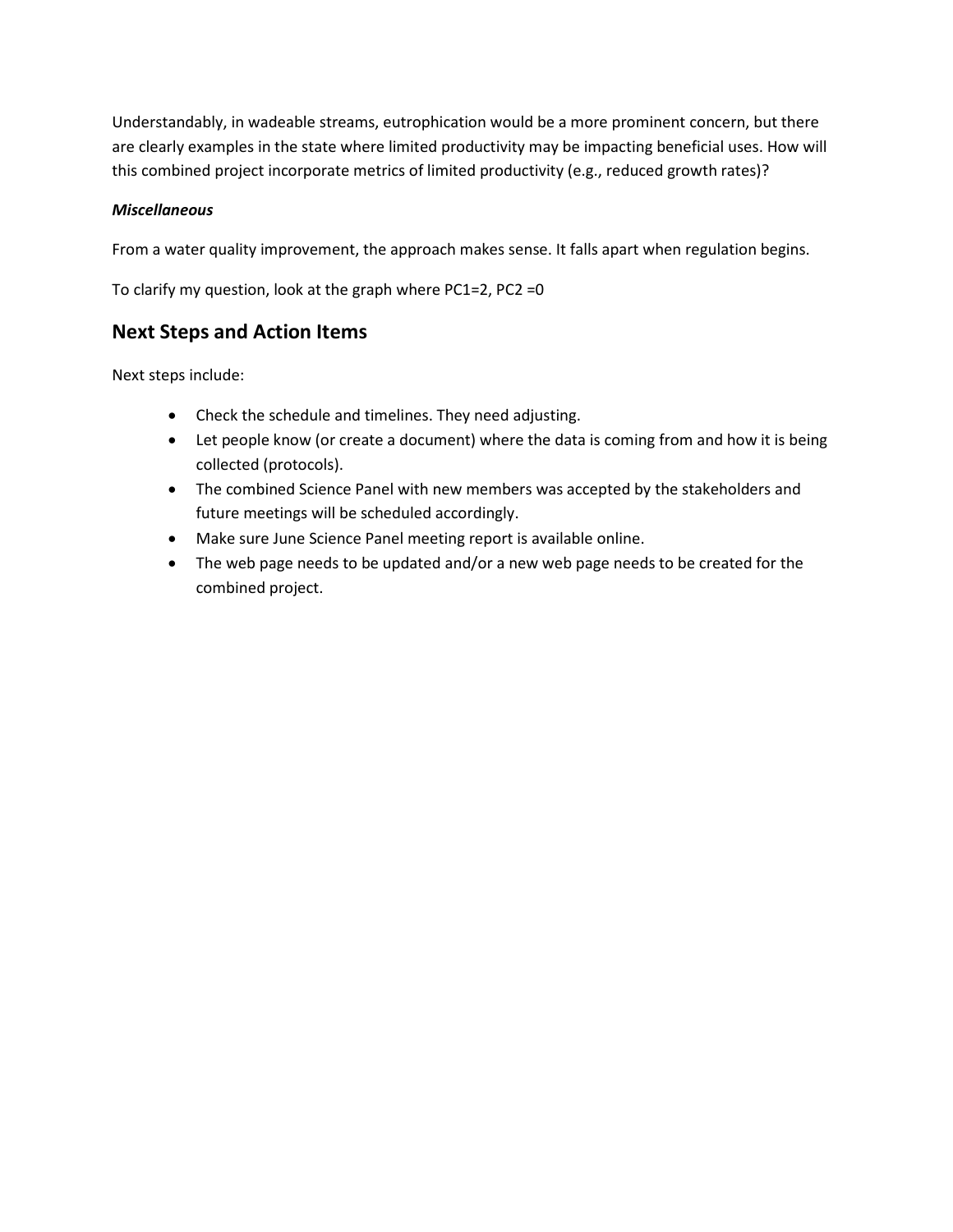Understandably, in wadeable streams, eutrophication would be a more prominent concern, but there are clearly examples in the state where limited productivity may be impacting beneficial uses. How will this combined project incorporate metrics of limited productivity (e.g., reduced growth rates)?

***Miscellaneous***

From a water quality improvement, the approach makes sense. It falls apart when regulation begins.

To clarify my question, look at the graph where PC1=2, PC2 =0

## Next Steps and Action Items

Next steps include:

- Check the schedule and timelines. They need adjusting.
- Let people know (or create a document) where the data is coming from and how it is being collected (protocols).
- The combined Science Panel with new members was accepted by the stakeholders and future meetings will be scheduled accordingly.
- Make sure June Science Panel meeting report is available online.
- The web page needs to be updated and/or a new web page needs to be created for the combined project.